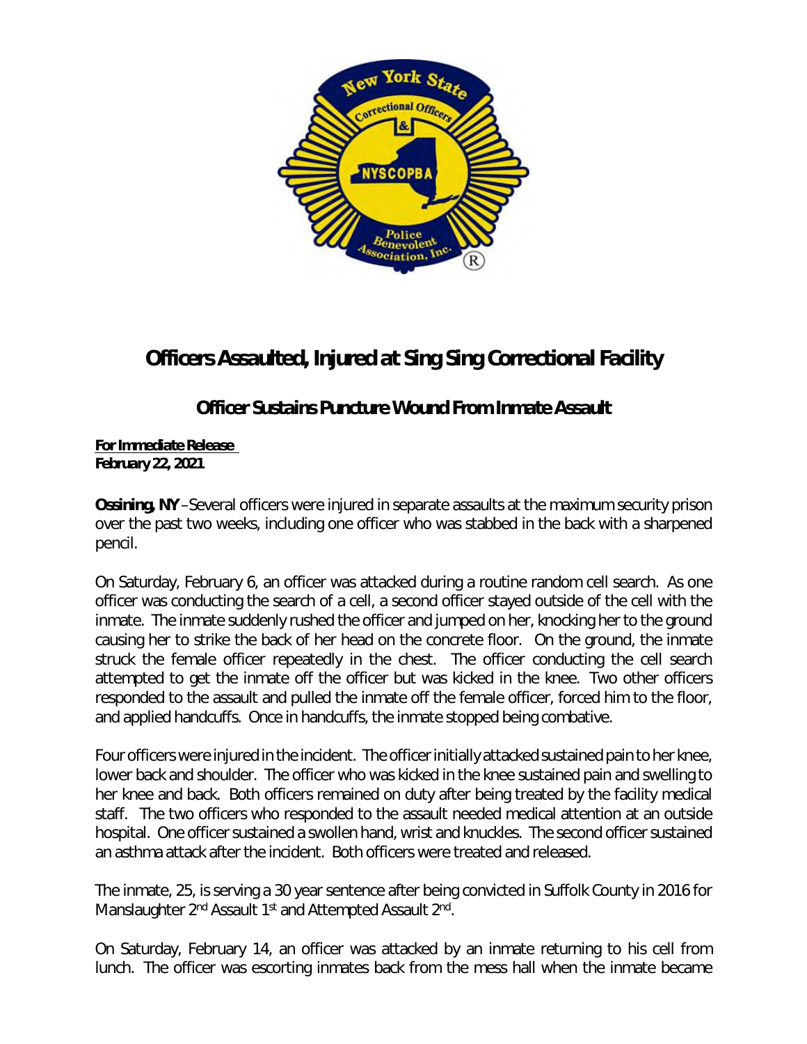# Officers Assaulted, Injured at Sing Sing Correctional Facility

## Officer Sustains Puncture Wound From Inmate Assault

**For Immediate Release**
**February 22, 2021**

**Ossining, NY** –Several officers were injured in separate assaults at the maximum security prison over the past two weeks, including one officer who was stabbed in the back with a sharpened pencil.

On Saturday, February 6, an officer was attacked during a routine random cell search. As one officer was conducting the search of a cell, a second officer stayed outside of the cell with the inmate. The inmate suddenly rushed the officer and jumped on her, knocking her to the ground causing her to strike the back of her head on the concrete floor. On the ground, the inmate struck the female officer repeatedly in the chest. The officer conducting the cell search attempted to get the inmate off the officer but was kicked in the knee. Two other officers responded to the assault and pulled the inmate off the female officer, forced him to the floor, and applied handcuffs. Once in handcuffs, the inmate stopped being combative.

Four officers were injured in the incident. The officer initially attacked sustained pain to her knee, lower back and shoulder. The officer who was kicked in the knee sustained pain and swelling to her knee and back. Both officers remained on duty after being treated by the facility medical staff. The two officers who responded to the assault needed medical attention at an outside hospital. One officer sustained a swollen hand, wrist and knuckles. The second officer sustained an asthma attack after the incident. Both officers were treated and released.

The inmate, 25, is serving a 30 year sentence after being convicted in Suffolk County in 2016 for Manslaughter 2nd Assault 1st and Attempted Assault 2nd.

On Saturday, February 14, an officer was attacked by an inmate returning to his cell from lunch. The officer was escorting inmates back from the mess hall when the inmate became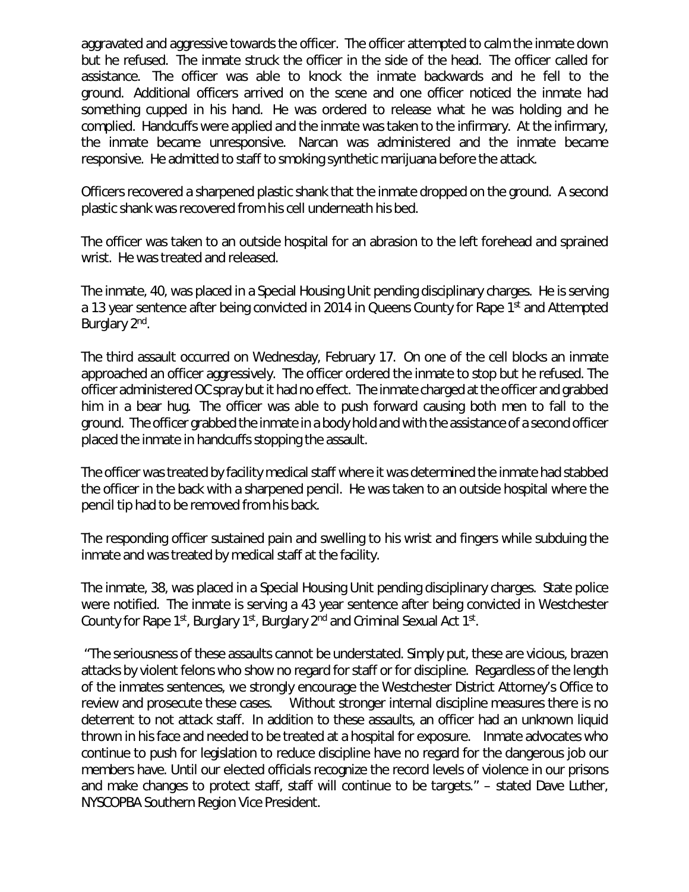aggravated and aggressive towards the officer. The officer attempted to calm the inmate down but he refused. The inmate struck the officer in the side of the head. The officer called for assistance. The officer was able to knock the inmate backwards and he fell to the ground. Additional officers arrived on the scene and one officer noticed the inmate had something cupped in his hand. He was ordered to release what he was holding and he complied. Handcuffs were applied and the inmate was taken to the infirmary. At the infirmary, the inmate became unresponsive. Narcan was administered and the inmate became responsive. He admitted to staff to smoking synthetic marijuana before the attack.

Officers recovered a sharpened plastic shank that the inmate dropped on the ground. A second plastic shank was recovered from his cell underneath his bed.

The officer was taken to an outside hospital for an abrasion to the left forehead and sprained wrist. He was treated and released.

The inmate, 40, was placed in a Special Housing Unit pending disciplinary charges. He is serving a 13 year sentence after being convicted in 2014 in Queens County for Rape 1st and Attempted Burglary 2nd.

The third assault occurred on Wednesday, February 17. On one of the cell blocks an inmate approached an officer aggressively. The officer ordered the inmate to stop but he refused. The officer administered OC spray but it had no effect. The inmate charged at the officer and grabbed him in a bear hug. The officer was able to push forward causing both men to fall to the ground. The officer grabbed the inmate in a body hold and with the assistance of a second officer placed the inmate in handcuffs stopping the assault.

The officer was treated by facility medical staff where it was determined the inmate had stabbed the officer in the back with a sharpened pencil. He was taken to an outside hospital where the pencil tip had to be removed from his back.

The responding officer sustained pain and swelling to his wrist and fingers while subduing the inmate and was treated by medical staff at the facility.

The inmate, 38, was placed in a Special Housing Unit pending disciplinary charges. State police were notified. The inmate is serving a 43 year sentence after being convicted in Westchester County for Rape 1st, Burglary 1st, Burglary 2nd and Criminal Sexual Act 1st.

"The seriousness of these assaults cannot be understated. Simply put, these are vicious, brazen attacks by violent felons who show no regard for staff or for discipline. Regardless of the length of the inmates sentences, we strongly encourage the Westchester District Attorney's Office to review and prosecute these cases. Without stronger internal discipline measures there is no deterrent to not attack staff. In addition to these assaults, an officer had an unknown liquid thrown in his face and needed to be treated at a hospital for exposure. Inmate advocates who continue to push for legislation to reduce discipline have no regard for the dangerous job our members have. Until our elected officials recognize the record levels of violence in our prisons and make changes to protect staff, staff will continue to be targets." – stated Dave Luther, NYSCOPBA Southern Region Vice President.